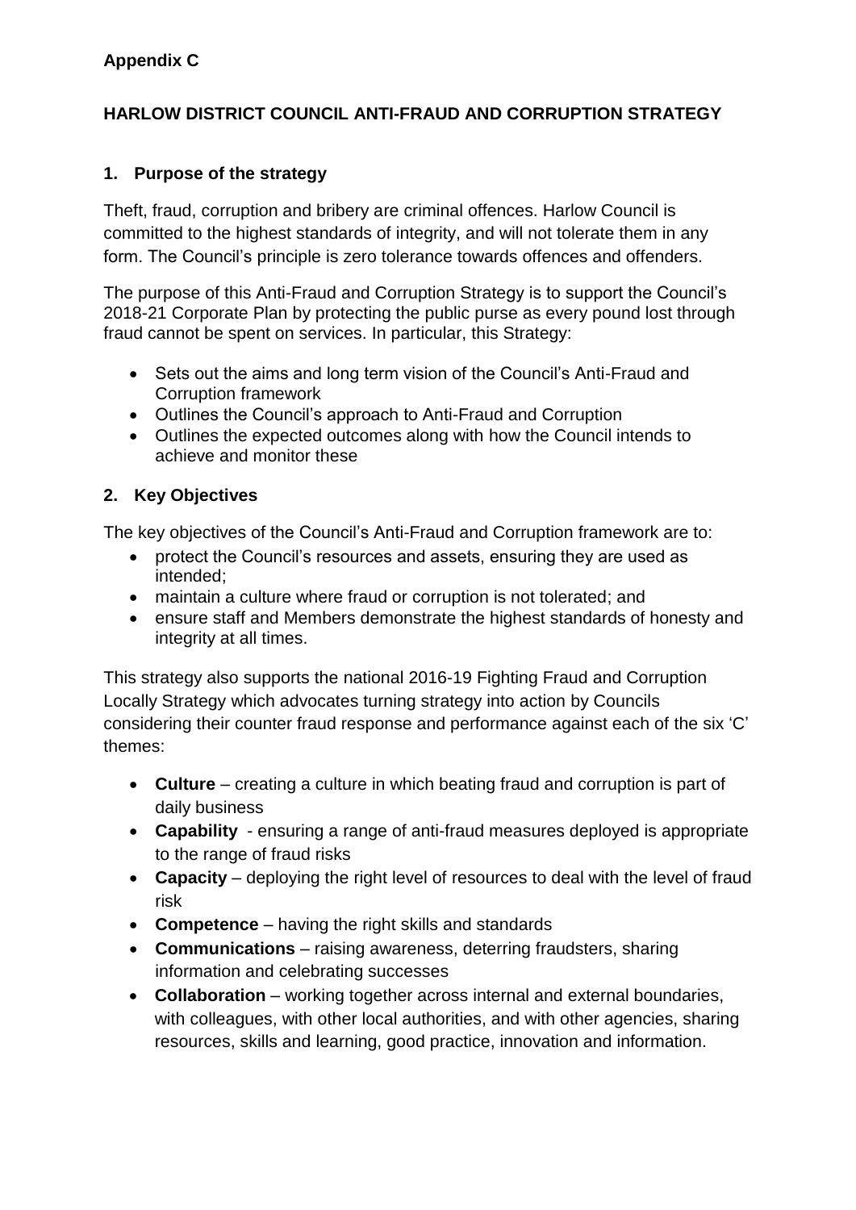**Appendix C**

# HARLOW DISTRICT COUNCIL ANTI-FRAUD AND CORRUPTION STRATEGY

## 1. Purpose of the strategy

Theft, fraud, corruption and bribery are criminal offences. Harlow Council is committed to the highest standards of integrity, and will not tolerate them in any form. The Council's principle is zero tolerance towards offences and offenders.

The purpose of this Anti-Fraud and Corruption Strategy is to support the Council's 2018-21 Corporate Plan by protecting the public purse as every pound lost through fraud cannot be spent on services. In particular, this Strategy:

- Sets out the aims and long term vision of the Council's Anti-Fraud and Corruption framework
- Outlines the Council's approach to Anti-Fraud and Corruption
- Outlines the expected outcomes along with how the Council intends to achieve and monitor these

## 2. Key Objectives

The key objectives of the Council's Anti-Fraud and Corruption framework are to:

- protect the Council's resources and assets, ensuring they are used as intended;
- maintain a culture where fraud or corruption is not tolerated; and
- ensure staff and Members demonstrate the highest standards of honesty and integrity at all times.

This strategy also supports the national 2016-19 Fighting Fraud and Corruption Locally Strategy which advocates turning strategy into action by Councils considering their counter fraud response and performance against each of the six 'C' themes:

- **Culture** – creating a culture in which beating fraud and corruption is part of daily business
- **Capability** - ensuring a range of anti-fraud measures deployed is appropriate to the range of fraud risks
- **Capacity** – deploying the right level of resources to deal with the level of fraud risk
- **Competence** – having the right skills and standards
- **Communications** – raising awareness, deterring fraudsters, sharing information and celebrating successes
- **Collaboration** – working together across internal and external boundaries, with colleagues, with other local authorities, and with other agencies, sharing resources, skills and learning, good practice, innovation and information.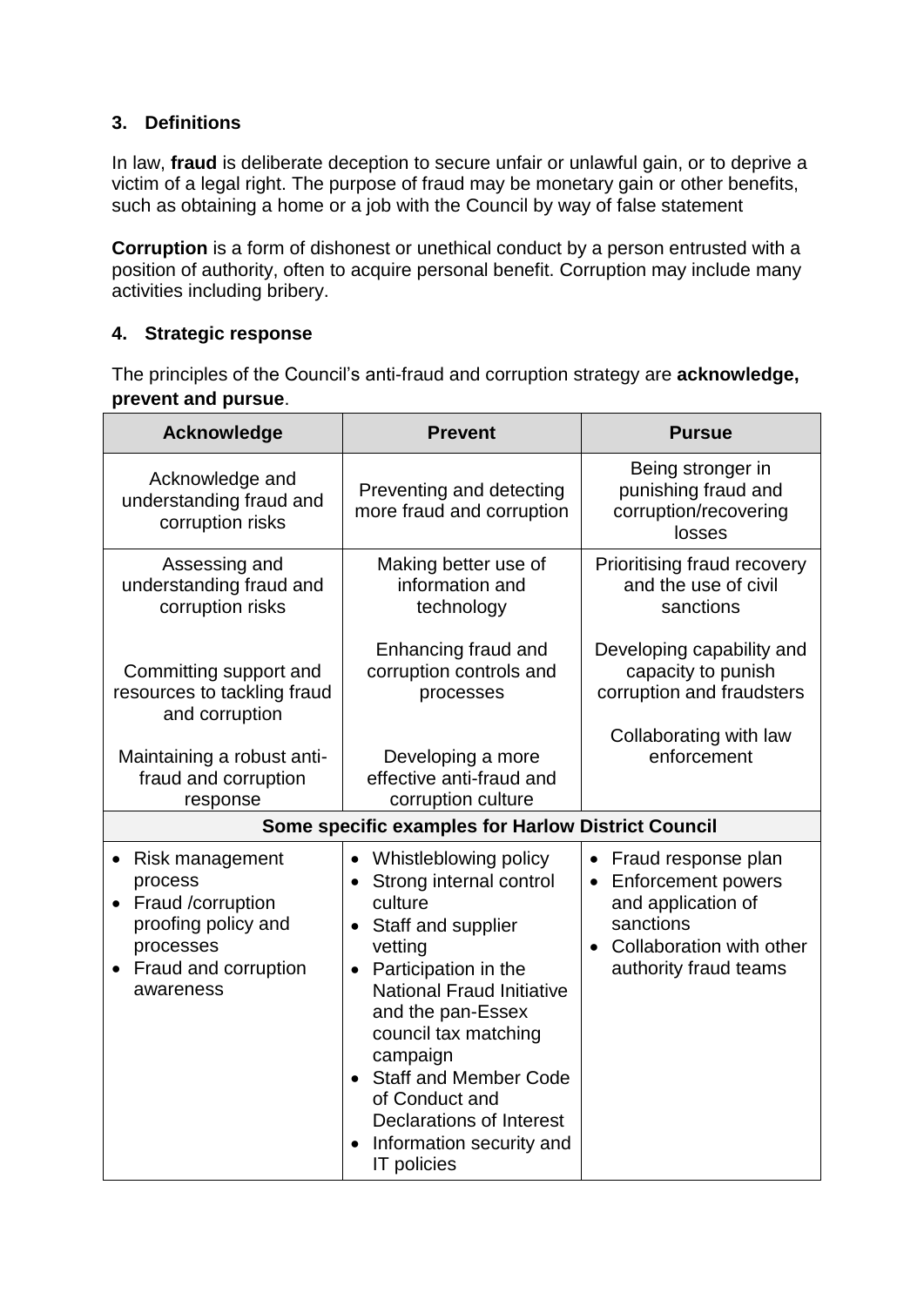## 3. Definitions

In law, **fraud** is deliberate deception to secure unfair or unlawful gain, or to deprive a victim of a legal right. The purpose of fraud may be monetary gain or other benefits, such as obtaining a home or a job with the Council by way of false statement

**Corruption** is a form of dishonest or unethical conduct by a person entrusted with a position of authority, often to acquire personal benefit. Corruption may include many activities including bribery.

## 4. Strategic response

The principles of the Council's anti-fraud and corruption strategy are **acknowledge, prevent and pursue**.

| Acknowledge | Prevent | Pursue |
|---|---|---|
| Acknowledge and understanding fraud and corruption risks | Preventing and detecting more fraud and corruption | Being stronger in punishing fraud and corruption/recovering losses |
| Assessing and understanding fraud and corruption risks<br><br>Committing support and resources to tackling fraud and corruption<br><br>Maintaining a robust anti-fraud and corruption response | Making better use of information and technology<br><br>Enhancing fraud and corruption controls and processes<br><br>Developing a more effective anti-fraud and corruption culture | Prioritising fraud recovery and the use of civil sanctions<br><br>Developing capability and capacity to punish corruption and fraudsters<br><br>Collaborating with law enforcement |
| **Some specific examples for Harlow District Council** | | |
| • Risk management process<br>• Fraud /corruption proofing policy and processes<br>• Fraud and corruption awareness | • Whistleblowing policy<br>• Strong internal control culture<br>• Staff and supplier vetting<br>• Participation in the National Fraud Initiative and the pan-Essex council tax matching campaign<br>• Staff and Member Code of Conduct and Declarations of Interest<br>• Information security and IT policies | • Fraud response plan<br>• Enforcement powers and application of sanctions<br>• Collaboration with other authority fraud teams |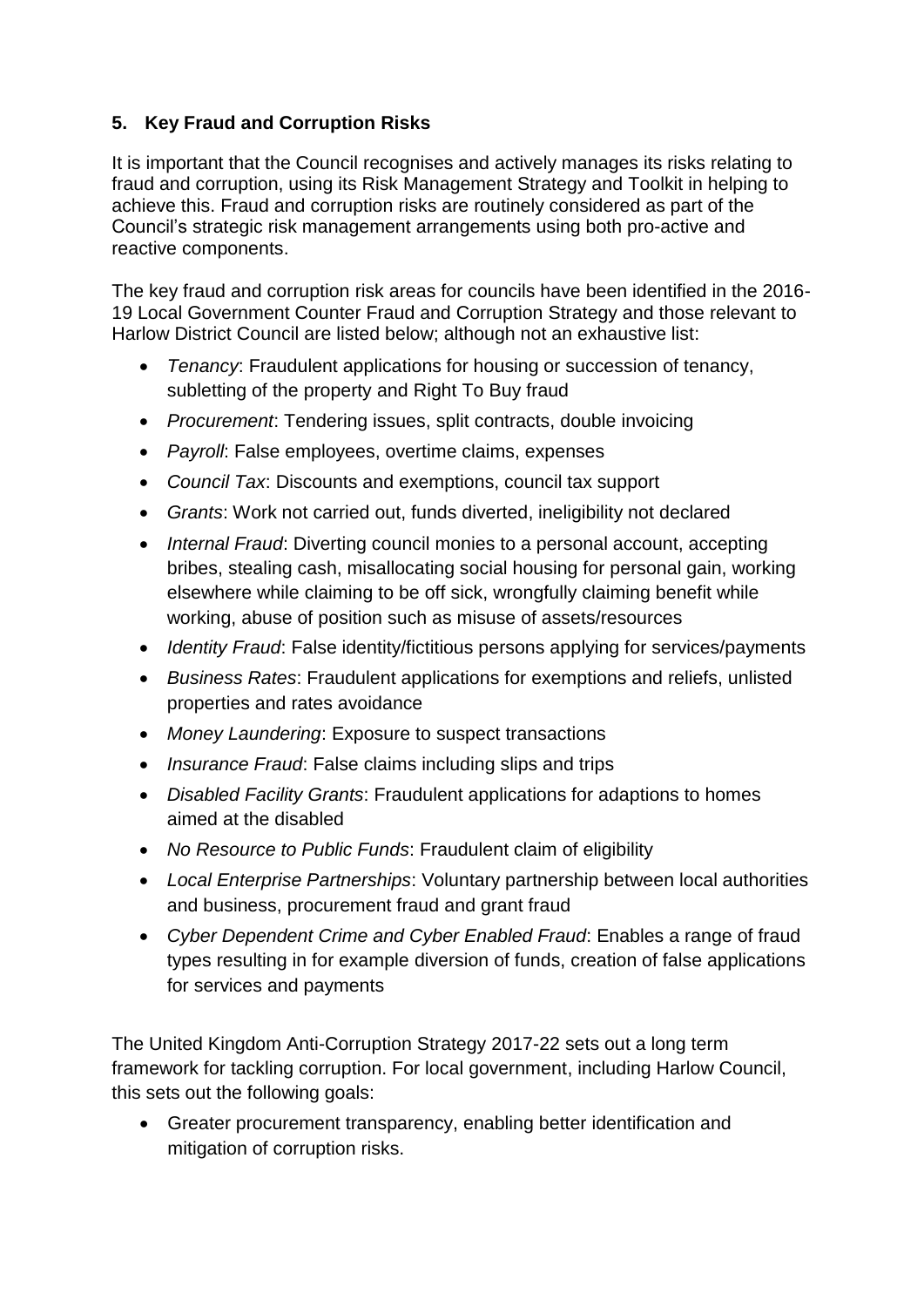## 5. Key Fraud and Corruption Risks

It is important that the Council recognises and actively manages its risks relating to fraud and corruption, using its Risk Management Strategy and Toolkit in helping to achieve this. Fraud and corruption risks are routinely considered as part of the Council's strategic risk management arrangements using both pro-active and reactive components.

The key fraud and corruption risk areas for councils have been identified in the 2016-19 Local Government Counter Fraud and Corruption Strategy and those relevant to Harlow District Council are listed below; although not an exhaustive list:

- *Tenancy*: Fraudulent applications for housing or succession of tenancy, subletting of the property and Right To Buy fraud
- *Procurement*: Tendering issues, split contracts, double invoicing
- *Payroll*: False employees, overtime claims, expenses
- *Council Tax*: Discounts and exemptions, council tax support
- *Grants*: Work not carried out, funds diverted, ineligibility not declared
- *Internal Fraud*: Diverting council monies to a personal account, accepting bribes, stealing cash, misallocating social housing for personal gain, working elsewhere while claiming to be off sick, wrongfully claiming benefit while working, abuse of position such as misuse of assets/resources
- *Identity Fraud*: False identity/fictitious persons applying for services/payments
- *Business Rates*: Fraudulent applications for exemptions and reliefs, unlisted properties and rates avoidance
- *Money Laundering*: Exposure to suspect transactions
- *Insurance Fraud*: False claims including slips and trips
- *Disabled Facility Grants*: Fraudulent applications for adaptions to homes aimed at the disabled
- *No Resource to Public Funds*: Fraudulent claim of eligibility
- *Local Enterprise Partnerships*: Voluntary partnership between local authorities and business, procurement fraud and grant fraud
- *Cyber Dependent Crime and Cyber Enabled Fraud*: Enables a range of fraud types resulting in for example diversion of funds, creation of false applications for services and payments

The United Kingdom Anti-Corruption Strategy 2017-22 sets out a long term framework for tackling corruption. For local government, including Harlow Council, this sets out the following goals:

- Greater procurement transparency, enabling better identification and mitigation of corruption risks.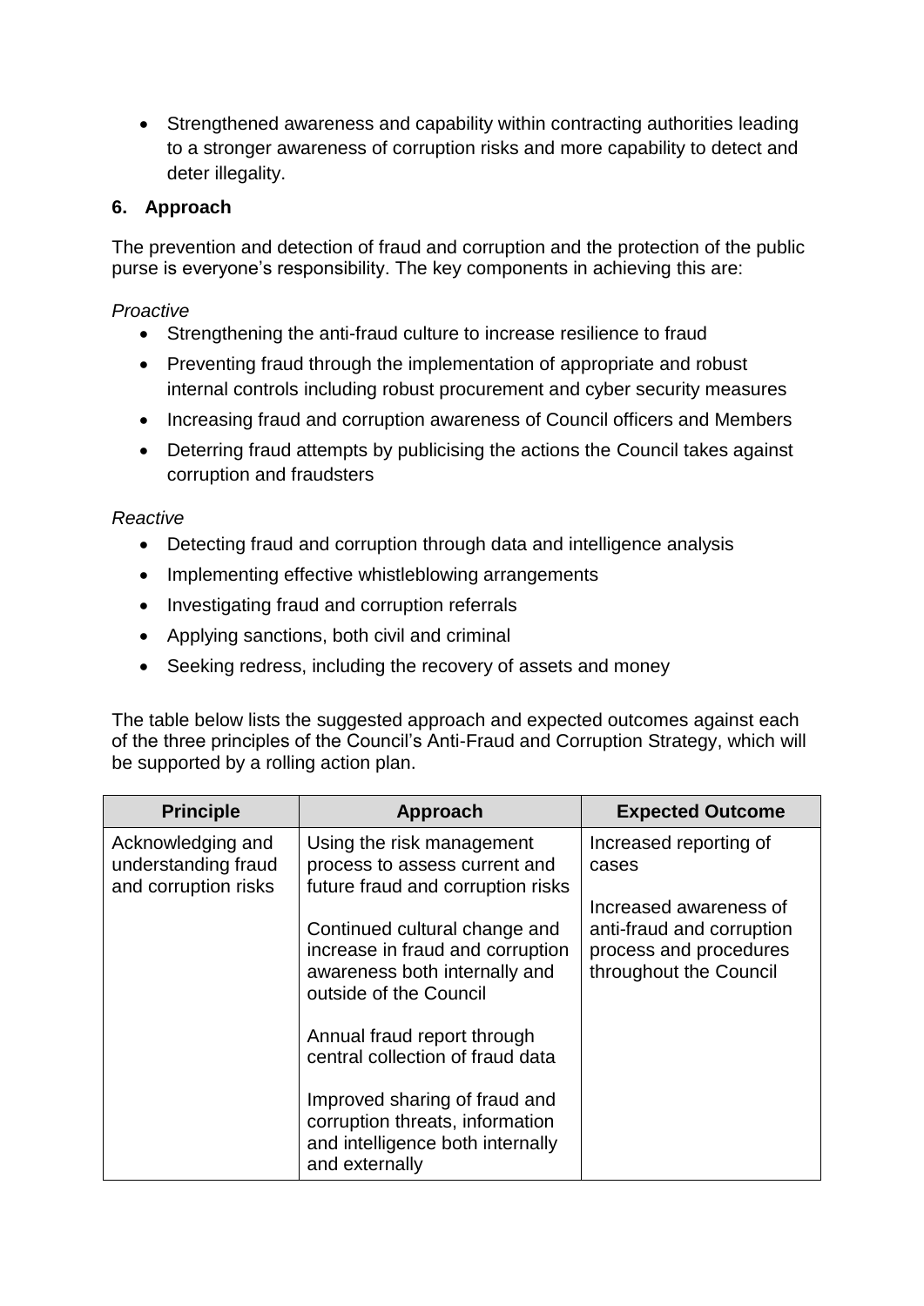- Strengthened awareness and capability within contracting authorities leading to a stronger awareness of corruption risks and more capability to detect and deter illegality.

## 6. Approach

The prevention and detection of fraud and corruption and the protection of the public purse is everyone's responsibility. The key components in achieving this are:

*Proactive*

- Strengthening the anti-fraud culture to increase resilience to fraud
- Preventing fraud through the implementation of appropriate and robust internal controls including robust procurement and cyber security measures
- Increasing fraud and corruption awareness of Council officers and Members
- Deterring fraud attempts by publicising the actions the Council takes against corruption and fraudsters

*Reactive*

- Detecting fraud and corruption through data and intelligence analysis
- Implementing effective whistleblowing arrangements
- Investigating fraud and corruption referrals
- Applying sanctions, both civil and criminal
- Seeking redress, including the recovery of assets and money

The table below lists the suggested approach and expected outcomes against each of the three principles of the Council's Anti-Fraud and Corruption Strategy, which will be supported by a rolling action plan.

| Principle | Approach | Expected Outcome |
|---|---|---|
| Acknowledging and understanding fraud and corruption risks | Using the risk management process to assess current and future fraud and corruption risks<br><br>Continued cultural change and increase in fraud and corruption awareness both internally and outside of the Council<br><br>Annual fraud report through central collection of fraud data<br><br>Improved sharing of fraud and corruption threats, information and intelligence both internally and externally | Increased reporting of cases<br><br>Increased awareness of anti-fraud and corruption process and procedures throughout the Council |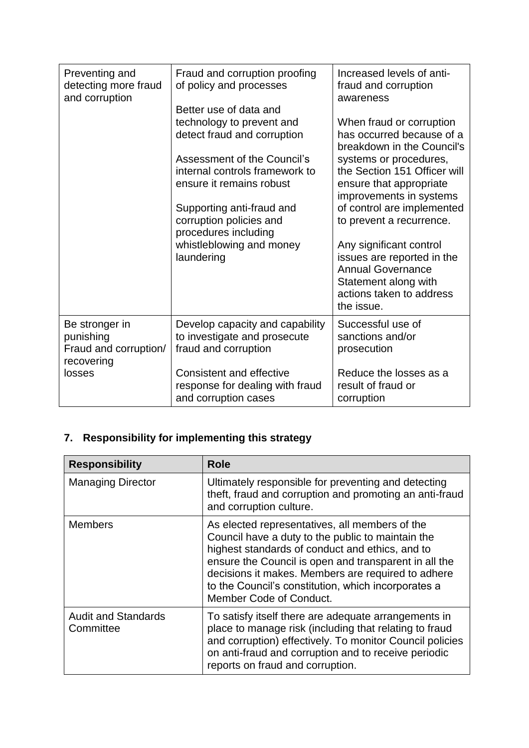| | | |
|---|---|---|
| Preventing and detecting more fraud and corruption | Fraud and corruption proofing of policy and processes<br><br>Better use of data and technology to prevent and detect fraud and corruption<br><br>Assessment of the Council's internal controls framework to ensure it remains robust<br><br>Supporting anti-fraud and corruption policies and procedures including whistleblowing and money laundering | Increased levels of anti-fraud and corruption awareness<br><br>When fraud or corruption has occurred because of a breakdown in the Council's systems or procedures, the Section 151 Officer will ensure that appropriate improvements in systems of control are implemented to prevent a recurrence.<br><br>Any significant control issues are reported in the Annual Governance Statement along with actions taken to address the issue. |
| Be stronger in punishing Fraud and corruption/ recovering losses | Develop capacity and capability to investigate and prosecute fraud and corruption<br><br>Consistent and effective response for dealing with fraud and corruption cases | Successful use of sanctions and/or prosecution<br><br>Reduce the losses as a result of fraud or corruption |

## 7. Responsibility for implementing this strategy

| Responsibility | Role |
|---|---|
| Managing Director | Ultimately responsible for preventing and detecting theft, fraud and corruption and promoting an anti-fraud and corruption culture. |
| Members | As elected representatives, all members of the Council have a duty to the public to maintain the highest standards of conduct and ethics, and to ensure the Council is open and transparent in all the decisions it makes. Members are required to adhere to the Council's constitution, which incorporates a Member Code of Conduct. |
| Audit and Standards Committee | To satisfy itself there are adequate arrangements in place to manage risk (including that relating to fraud and corruption) effectively. To monitor Council policies on anti-fraud and corruption and to receive periodic reports on fraud and corruption. |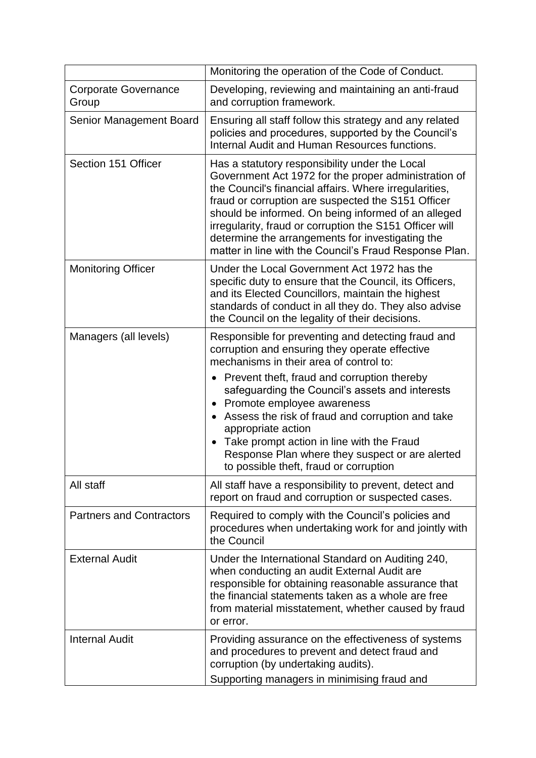| | |
|---|---|
| | Monitoring the operation of the Code of Conduct. |
| Corporate Governance Group | Developing, reviewing and maintaining an anti-fraud and corruption framework. |
| Senior Management Board | Ensuring all staff follow this strategy and any related policies and procedures, supported by the Council's Internal Audit and Human Resources functions. |
| Section 151 Officer | Has a statutory responsibility under the Local Government Act 1972 for the proper administration of the Council's financial affairs. Where irregularities, fraud or corruption are suspected the S151 Officer should be informed. On being informed of an alleged irregularity, fraud or corruption the S151 Officer will determine the arrangements for investigating the matter in line with the Council's Fraud Response Plan. |
| Monitoring Officer | Under the Local Government Act 1972 has the specific duty to ensure that the Council, its Officers, and its Elected Councillors, maintain the highest standards of conduct in all they do. They also advise the Council on the legality of their decisions. |
| Managers (all levels) | Responsible for preventing and detecting fraud and corruption and ensuring they operate effective mechanisms in their area of control to:<br>• Prevent theft, fraud and corruption thereby safeguarding the Council's assets and interests<br>• Promote employee awareness<br>• Assess the risk of fraud and corruption and take appropriate action<br>• Take prompt action in line with the Fraud Response Plan where they suspect or are alerted to possible theft, fraud or corruption |
| All staff | All staff have a responsibility to prevent, detect and report on fraud and corruption or suspected cases. |
| Partners and Contractors | Required to comply with the Council's policies and procedures when undertaking work for and jointly with the Council |
| External Audit | Under the International Standard on Auditing 240, when conducting an audit External Audit are responsible for obtaining reasonable assurance that the financial statements taken as a whole are free from material misstatement, whether caused by fraud or error. |
| Internal Audit | Providing assurance on the effectiveness of systems and procedures to prevent and detect fraud and corruption (by undertaking audits).<br>Supporting managers in minimising fraud and |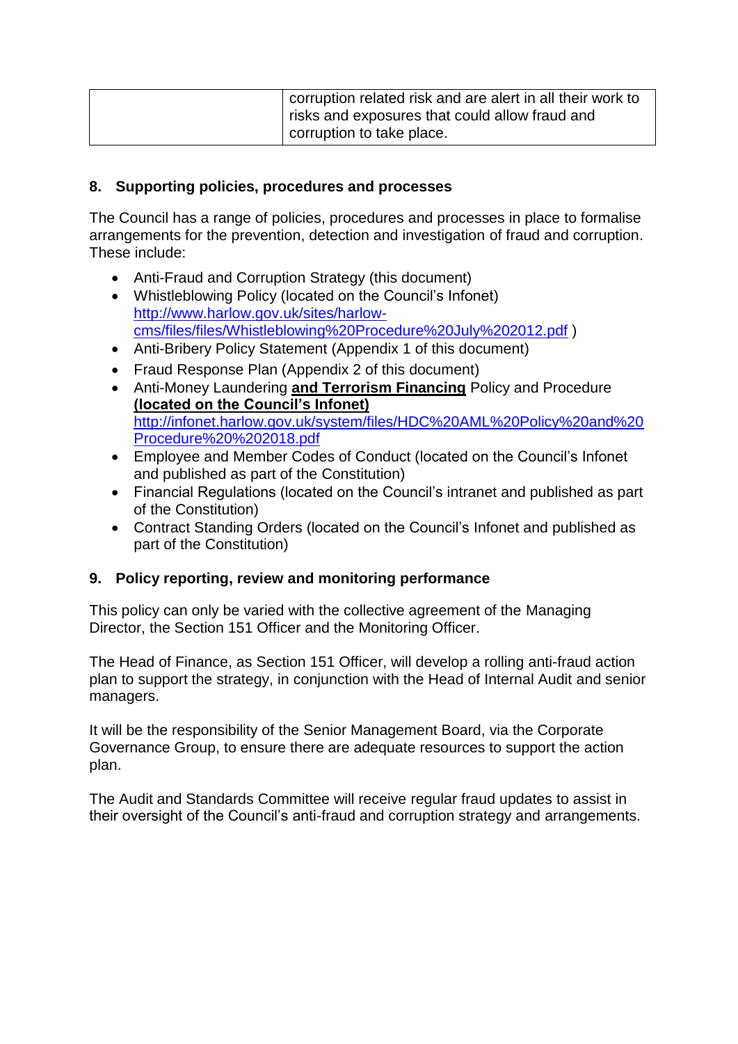| | corruption related risk and are alert in all their work to risks and exposures that could allow fraud and corruption to take place. |
|---|---|

## 8. Supporting policies, procedures and processes

The Council has a range of policies, procedures and processes in place to formalise arrangements for the prevention, detection and investigation of fraud and corruption. These include:

- Anti-Fraud and Corruption Strategy (this document)
- Whistleblowing Policy (located on the Council's Infonet) http://www.harlow.gov.uk/sites/harlow-cms/files/files/Whistleblowing%20Procedure%20July%202012.pdf )
- Anti-Bribery Policy Statement (Appendix 1 of this document)
- Fraud Response Plan (Appendix 2 of this document)
- Anti-Money Laundering **and Terrorism Financing** Policy and Procedure **(located on the Council's Infonet)** http://infonet.harlow.gov.uk/system/files/HDC%20AML%20Policy%20and%20Procedure%20%202018.pdf
- Employee and Member Codes of Conduct (located on the Council's Infonet and published as part of the Constitution)
- Financial Regulations (located on the Council's intranet and published as part of the Constitution)
- Contract Standing Orders (located on the Council's Infonet and published as part of the Constitution)

## 9. Policy reporting, review and monitoring performance

This policy can only be varied with the collective agreement of the Managing Director, the Section 151 Officer and the Monitoring Officer.

The Head of Finance, as Section 151 Officer, will develop a rolling anti-fraud action plan to support the strategy, in conjunction with the Head of Internal Audit and senior managers.

It will be the responsibility of the Senior Management Board, via the Corporate Governance Group, to ensure there are adequate resources to support the action plan.

The Audit and Standards Committee will receive regular fraud updates to assist in their oversight of the Council's anti-fraud and corruption strategy and arrangements.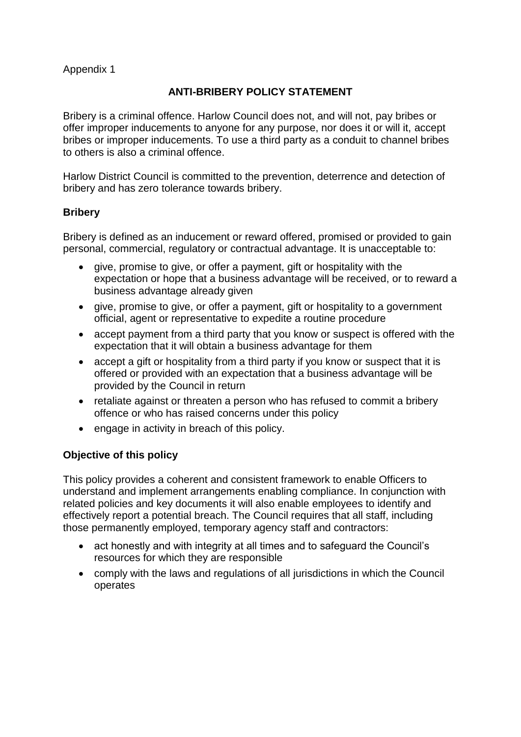Appendix 1

## ANTI-BRIBERY POLICY STATEMENT

Bribery is a criminal offence. Harlow Council does not, and will not, pay bribes or offer improper inducements to anyone for any purpose, nor does it or will it, accept bribes or improper inducements. To use a third party as a conduit to channel bribes to others is also a criminal offence.

Harlow District Council is committed to the prevention, deterrence and detection of bribery and has zero tolerance towards bribery.

### Bribery

Bribery is defined as an inducement or reward offered, promised or provided to gain personal, commercial, regulatory or contractual advantage. It is unacceptable to:

- give, promise to give, or offer a payment, gift or hospitality with the expectation or hope that a business advantage will be received, or to reward a business advantage already given
- give, promise to give, or offer a payment, gift or hospitality to a government official, agent or representative to expedite a routine procedure
- accept payment from a third party that you know or suspect is offered with the expectation that it will obtain a business advantage for them
- accept a gift or hospitality from a third party if you know or suspect that it is offered or provided with an expectation that a business advantage will be provided by the Council in return
- retaliate against or threaten a person who has refused to commit a bribery offence or who has raised concerns under this policy
- engage in activity in breach of this policy.

### Objective of this policy

This policy provides a coherent and consistent framework to enable Officers to understand and implement arrangements enabling compliance. In conjunction with related policies and key documents it will also enable employees to identify and effectively report a potential breach. The Council requires that all staff, including those permanently employed, temporary agency staff and contractors:

- act honestly and with integrity at all times and to safeguard the Council's resources for which they are responsible
- comply with the laws and regulations of all jurisdictions in which the Council operates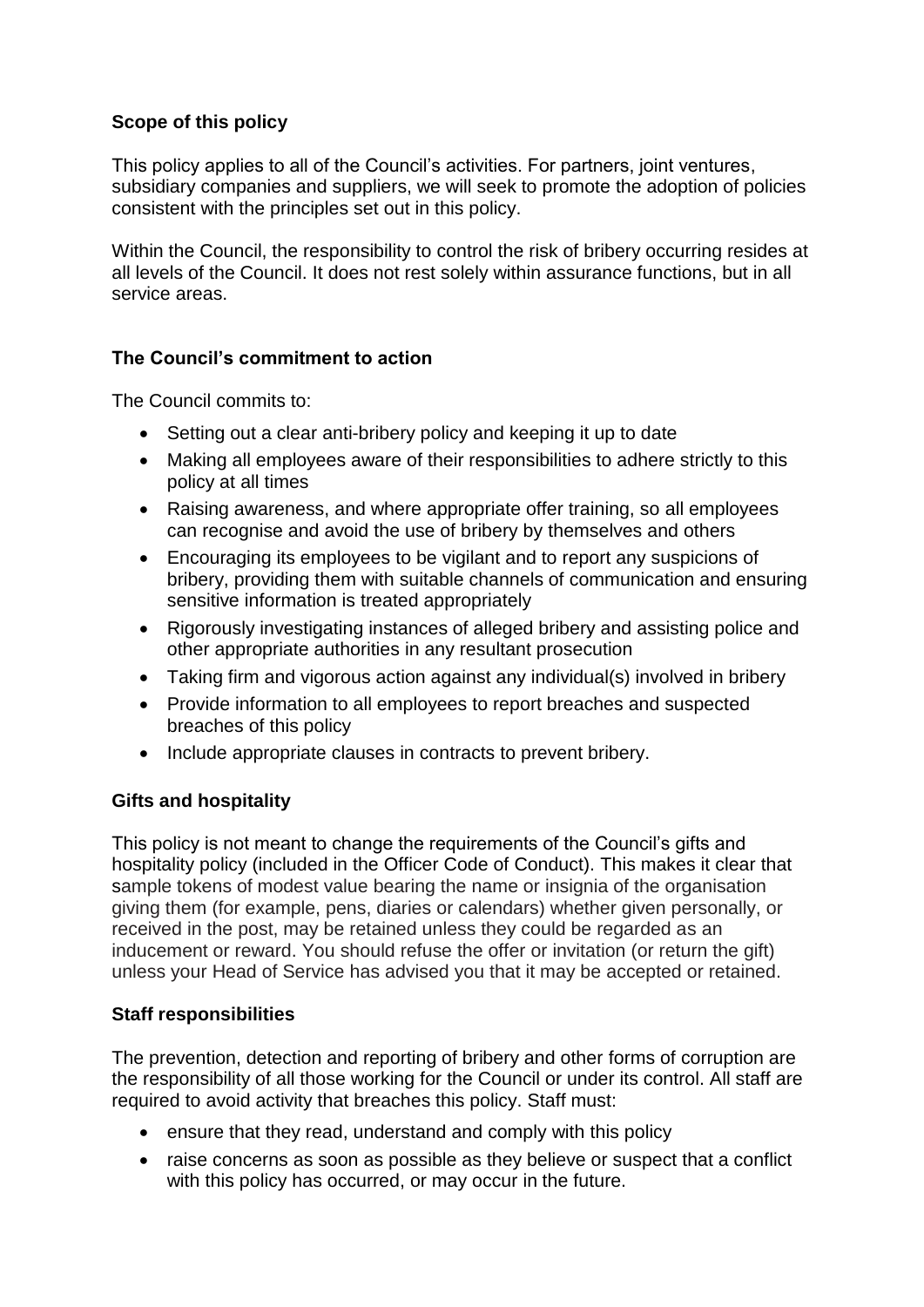**Scope of this policy**

This policy applies to all of the Council's activities. For partners, joint ventures, subsidiary companies and suppliers, we will seek to promote the adoption of policies consistent with the principles set out in this policy.

Within the Council, the responsibility to control the risk of bribery occurring resides at all levels of the Council. It does not rest solely within assurance functions, but in all service areas.

**The Council's commitment to action**

The Council commits to:

- Setting out a clear anti-bribery policy and keeping it up to date
- Making all employees aware of their responsibilities to adhere strictly to this policy at all times
- Raising awareness, and where appropriate offer training, so all employees can recognise and avoid the use of bribery by themselves and others
- Encouraging its employees to be vigilant and to report any suspicions of bribery, providing them with suitable channels of communication and ensuring sensitive information is treated appropriately
- Rigorously investigating instances of alleged bribery and assisting police and other appropriate authorities in any resultant prosecution
- Taking firm and vigorous action against any individual(s) involved in bribery
- Provide information to all employees to report breaches and suspected breaches of this policy
- Include appropriate clauses in contracts to prevent bribery.

**Gifts and hospitality**

This policy is not meant to change the requirements of the Council's gifts and hospitality policy (included in the Officer Code of Conduct). This makes it clear that sample tokens of modest value bearing the name or insignia of the organisation giving them (for example, pens, diaries or calendars) whether given personally, or received in the post, may be retained unless they could be regarded as an inducement or reward. You should refuse the offer or invitation (or return the gift) unless your Head of Service has advised you that it may be accepted or retained.

**Staff responsibilities**

The prevention, detection and reporting of bribery and other forms of corruption are the responsibility of all those working for the Council or under its control. All staff are required to avoid activity that breaches this policy. Staff must:

- ensure that they read, understand and comply with this policy
- raise concerns as soon as possible as they believe or suspect that a conflict with this policy has occurred, or may occur in the future.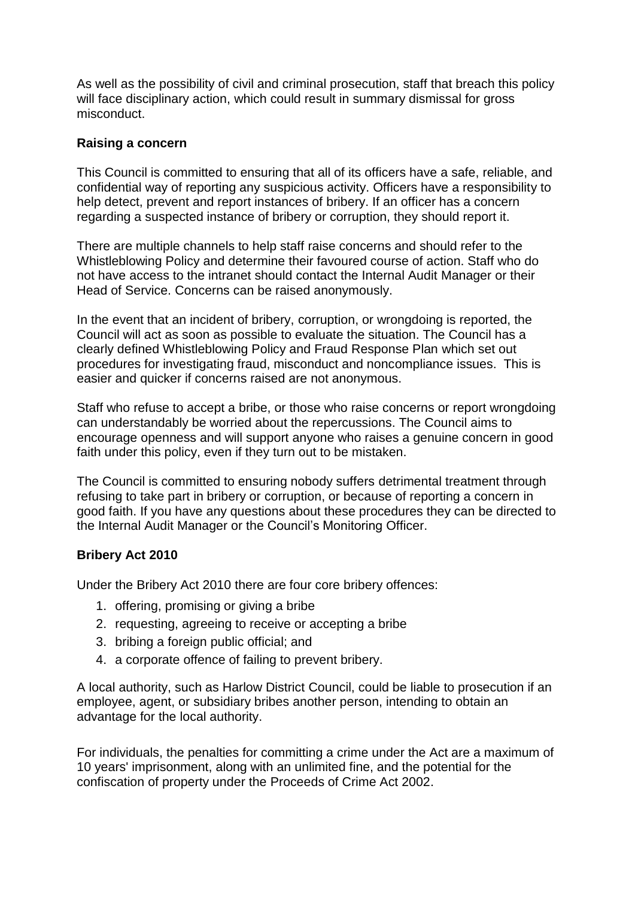As well as the possibility of civil and criminal prosecution, staff that breach this policy will face disciplinary action, which could result in summary dismissal for gross misconduct.

## Raising a concern

This Council is committed to ensuring that all of its officers have a safe, reliable, and confidential way of reporting any suspicious activity. Officers have a responsibility to help detect, prevent and report instances of bribery. If an officer has a concern regarding a suspected instance of bribery or corruption, they should report it.

There are multiple channels to help staff raise concerns and should refer to the Whistleblowing Policy and determine their favoured course of action. Staff who do not have access to the intranet should contact the Internal Audit Manager or their Head of Service. Concerns can be raised anonymously.

In the event that an incident of bribery, corruption, or wrongdoing is reported, the Council will act as soon as possible to evaluate the situation. The Council has a clearly defined Whistleblowing Policy and Fraud Response Plan which set out procedures for investigating fraud, misconduct and noncompliance issues. This is easier and quicker if concerns raised are not anonymous.

Staff who refuse to accept a bribe, or those who raise concerns or report wrongdoing can understandably be worried about the repercussions. The Council aims to encourage openness and will support anyone who raises a genuine concern in good faith under this policy, even if they turn out to be mistaken.

The Council is committed to ensuring nobody suffers detrimental treatment through refusing to take part in bribery or corruption, or because of reporting a concern in good faith. If you have any questions about these procedures they can be directed to the Internal Audit Manager or the Council's Monitoring Officer.

## Bribery Act 2010

Under the Bribery Act 2010 there are four core bribery offences:

1. offering, promising or giving a bribe
2. requesting, agreeing to receive or accepting a bribe
3. bribing a foreign public official; and
4. a corporate offence of failing to prevent bribery.

A local authority, such as Harlow District Council, could be liable to prosecution if an employee, agent, or subsidiary bribes another person, intending to obtain an advantage for the local authority.

For individuals, the penalties for committing a crime under the Act are a maximum of 10 years' imprisonment, along with an unlimited fine, and the potential for the confiscation of property under the Proceeds of Crime Act 2002.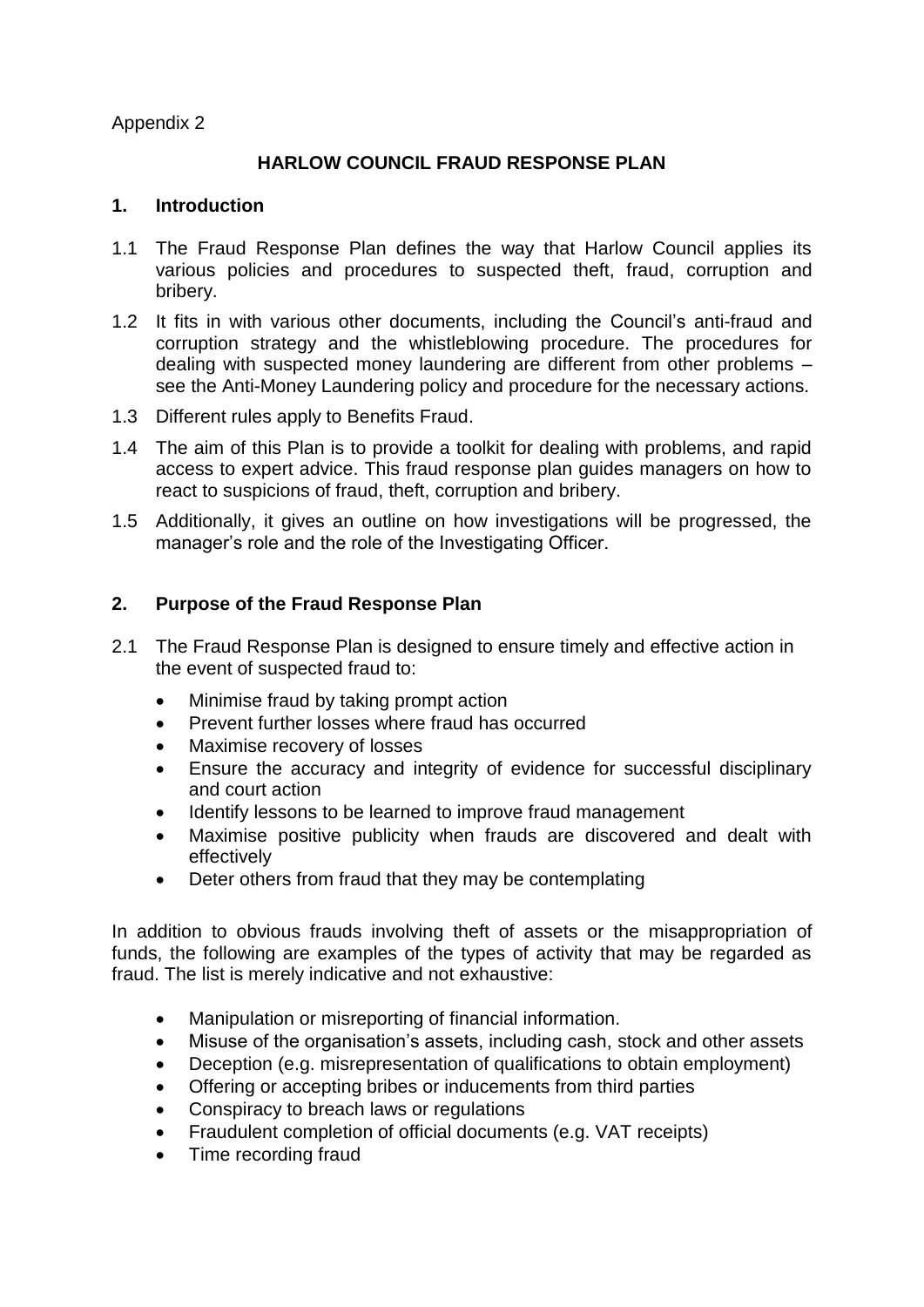Appendix 2

# HARLOW COUNCIL FRAUD RESPONSE PLAN

## 1. Introduction

1.1 The Fraud Response Plan defines the way that Harlow Council applies its various policies and procedures to suspected theft, fraud, corruption and bribery.

1.2 It fits in with various other documents, including the Council's anti-fraud and corruption strategy and the whistleblowing procedure. The procedures for dealing with suspected money laundering are different from other problems – see the Anti-Money Laundering policy and procedure for the necessary actions.

1.3 Different rules apply to Benefits Fraud.

1.4 The aim of this Plan is to provide a toolkit for dealing with problems, and rapid access to expert advice. This fraud response plan guides managers on how to react to suspicions of fraud, theft, corruption and bribery.

1.5 Additionally, it gives an outline on how investigations will be progressed, the manager's role and the role of the Investigating Officer.

## 2. Purpose of the Fraud Response Plan

2.1 The Fraud Response Plan is designed to ensure timely and effective action in the event of suspected fraud to:

- Minimise fraud by taking prompt action
- Prevent further losses where fraud has occurred
- Maximise recovery of losses
- Ensure the accuracy and integrity of evidence for successful disciplinary and court action
- Identify lessons to be learned to improve fraud management
- Maximise positive publicity when frauds are discovered and dealt with effectively
- Deter others from fraud that they may be contemplating

In addition to obvious frauds involving theft of assets or the misappropriation of funds, the following are examples of the types of activity that may be regarded as fraud. The list is merely indicative and not exhaustive:

- Manipulation or misreporting of financial information.
- Misuse of the organisation's assets, including cash, stock and other assets
- Deception (e.g. misrepresentation of qualifications to obtain employment)
- Offering or accepting bribes or inducements from third parties
- Conspiracy to breach laws or regulations
- Fraudulent completion of official documents (e.g. VAT receipts)
- Time recording fraud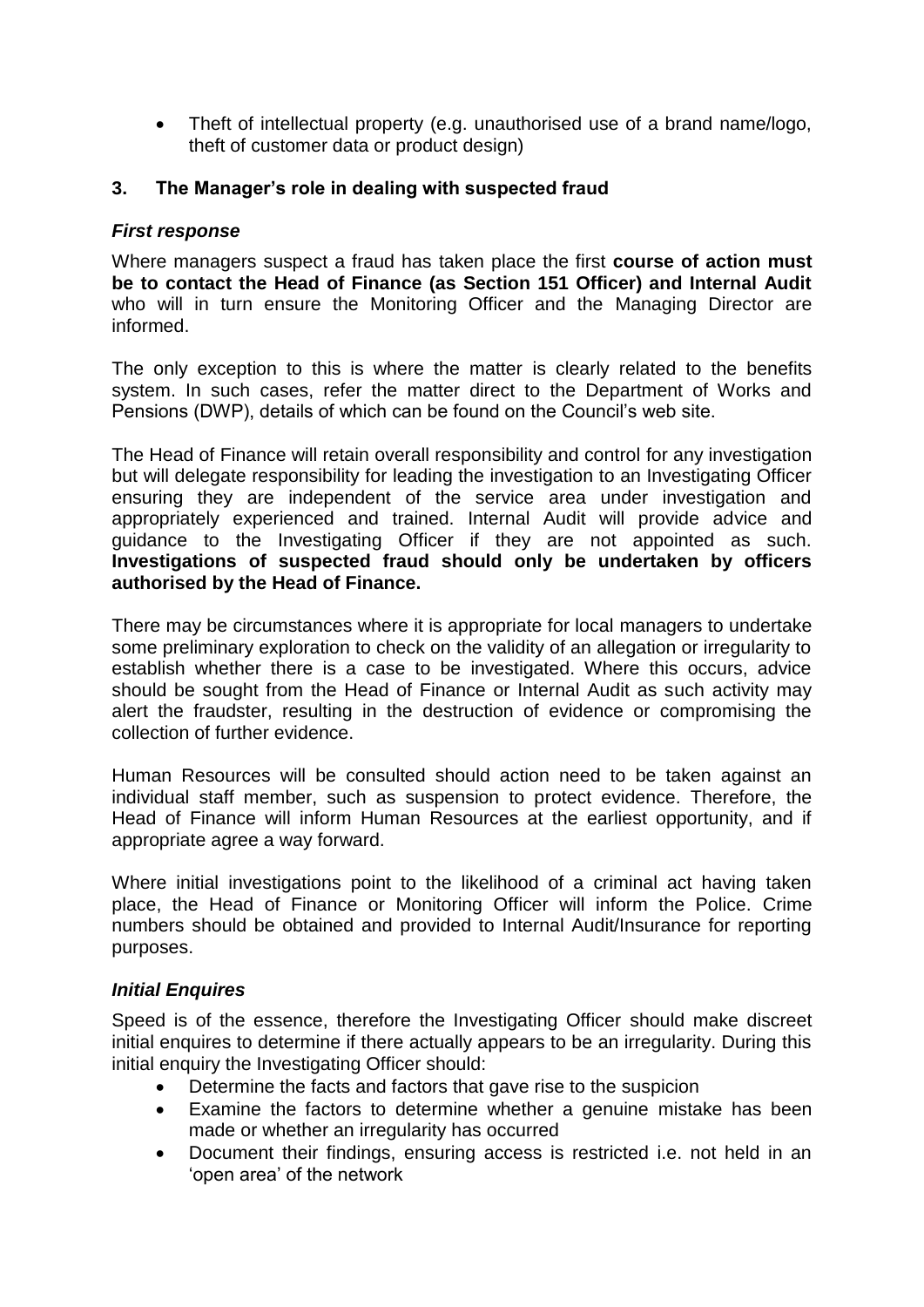- Theft of intellectual property (e.g. unauthorised use of a brand name/logo, theft of customer data or product design)

## 3. The Manager's role in dealing with suspected fraud

### *First response*

Where managers suspect a fraud has taken place the first **course of action must be to contact the Head of Finance (as Section 151 Officer) and Internal Audit** who will in turn ensure the Monitoring Officer and the Managing Director are informed.

The only exception to this is where the matter is clearly related to the benefits system. In such cases, refer the matter direct to the Department of Works and Pensions (DWP), details of which can be found on the Council's web site.

The Head of Finance will retain overall responsibility and control for any investigation but will delegate responsibility for leading the investigation to an Investigating Officer ensuring they are independent of the service area under investigation and appropriately experienced and trained. Internal Audit will provide advice and guidance to the Investigating Officer if they are not appointed as such. **Investigations of suspected fraud should only be undertaken by officers authorised by the Head of Finance.**

There may be circumstances where it is appropriate for local managers to undertake some preliminary exploration to check on the validity of an allegation or irregularity to establish whether there is a case to be investigated. Where this occurs, advice should be sought from the Head of Finance or Internal Audit as such activity may alert the fraudster, resulting in the destruction of evidence or compromising the collection of further evidence.

Human Resources will be consulted should action need to be taken against an individual staff member, such as suspension to protect evidence. Therefore, the Head of Finance will inform Human Resources at the earliest opportunity, and if appropriate agree a way forward.

Where initial investigations point to the likelihood of a criminal act having taken place, the Head of Finance or Monitoring Officer will inform the Police. Crime numbers should be obtained and provided to Internal Audit/Insurance for reporting purposes.

### *Initial Enquires*

Speed is of the essence, therefore the Investigating Officer should make discreet initial enquires to determine if there actually appears to be an irregularity. During this initial enquiry the Investigating Officer should:

- Determine the facts and factors that gave rise to the suspicion
- Examine the factors to determine whether a genuine mistake has been made or whether an irregularity has occurred
- Document their findings, ensuring access is restricted i.e. not held in an 'open area' of the network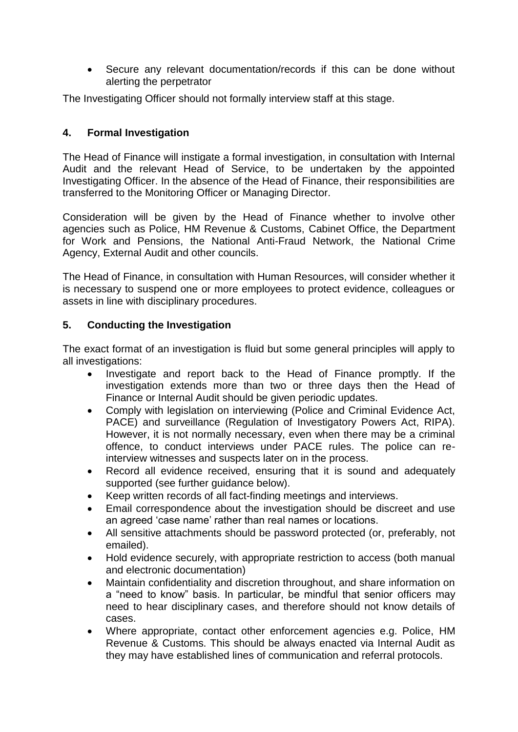- Secure any relevant documentation/records if this can be done without alerting the perpetrator

The Investigating Officer should not formally interview staff at this stage.

## 4. Formal Investigation

The Head of Finance will instigate a formal investigation, in consultation with Internal Audit and the relevant Head of Service, to be undertaken by the appointed Investigating Officer. In the absence of the Head of Finance, their responsibilities are transferred to the Monitoring Officer or Managing Director.

Consideration will be given by the Head of Finance whether to involve other agencies such as Police, HM Revenue & Customs, Cabinet Office, the Department for Work and Pensions, the National Anti-Fraud Network, the National Crime Agency, External Audit and other councils.

The Head of Finance, in consultation with Human Resources, will consider whether it is necessary to suspend one or more employees to protect evidence, colleagues or assets in line with disciplinary procedures.

## 5. Conducting the Investigation

The exact format of an investigation is fluid but some general principles will apply to all investigations:

- Investigate and report back to the Head of Finance promptly. If the investigation extends more than two or three days then the Head of Finance or Internal Audit should be given periodic updates.
- Comply with legislation on interviewing (Police and Criminal Evidence Act, PACE) and surveillance (Regulation of Investigatory Powers Act, RIPA). However, it is not normally necessary, even when there may be a criminal offence, to conduct interviews under PACE rules. The police can re-interview witnesses and suspects later on in the process.
- Record all evidence received, ensuring that it is sound and adequately supported (see further guidance below).
- Keep written records of all fact-finding meetings and interviews.
- Email correspondence about the investigation should be discreet and use an agreed 'case name' rather than real names or locations.
- All sensitive attachments should be password protected (or, preferably, not emailed).
- Hold evidence securely, with appropriate restriction to access (both manual and electronic documentation)
- Maintain confidentiality and discretion throughout, and share information on a "need to know" basis. In particular, be mindful that senior officers may need to hear disciplinary cases, and therefore should not know details of cases.
- Where appropriate, contact other enforcement agencies e.g. Police, HM Revenue & Customs. This should be always enacted via Internal Audit as they may have established lines of communication and referral protocols.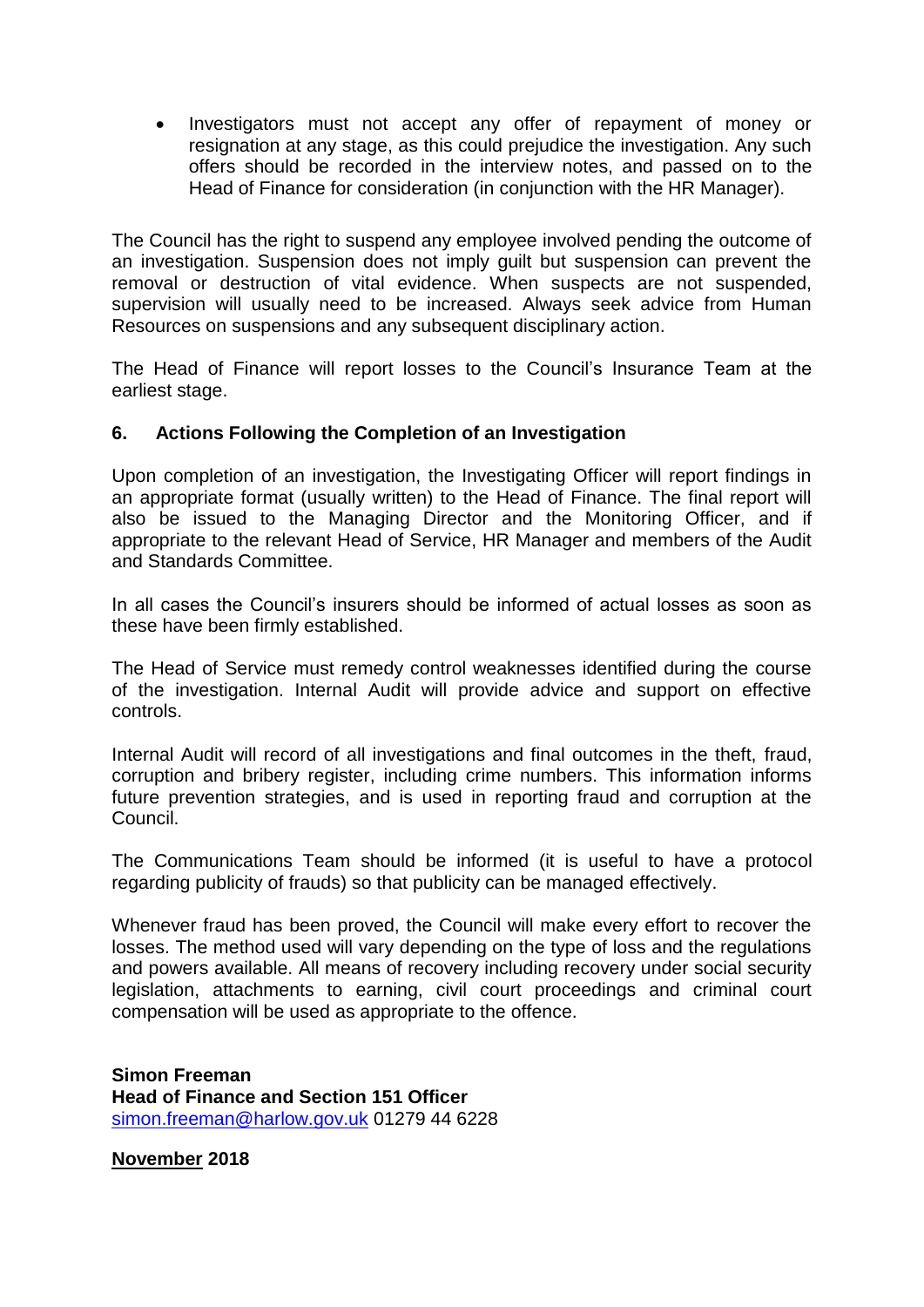- Investigators must not accept any offer of repayment of money or resignation at any stage, as this could prejudice the investigation. Any such offers should be recorded in the interview notes, and passed on to the Head of Finance for consideration (in conjunction with the HR Manager).

The Council has the right to suspend any employee involved pending the outcome of an investigation. Suspension does not imply guilt but suspension can prevent the removal or destruction of vital evidence. When suspects are not suspended, supervision will usually need to be increased. Always seek advice from Human Resources on suspensions and any subsequent disciplinary action.

The Head of Finance will report losses to the Council's Insurance Team at the earliest stage.

## 6. Actions Following the Completion of an Investigation

Upon completion of an investigation, the Investigating Officer will report findings in an appropriate format (usually written) to the Head of Finance. The final report will also be issued to the Managing Director and the Monitoring Officer, and if appropriate to the relevant Head of Service, HR Manager and members of the Audit and Standards Committee.

In all cases the Council's insurers should be informed of actual losses as soon as these have been firmly established.

The Head of Service must remedy control weaknesses identified during the course of the investigation. Internal Audit will provide advice and support on effective controls.

Internal Audit will record of all investigations and final outcomes in the theft, fraud, corruption and bribery register, including crime numbers. This information informs future prevention strategies, and is used in reporting fraud and corruption at the Council.

The Communications Team should be informed (it is useful to have a protocol regarding publicity of frauds) so that publicity can be managed effectively.

Whenever fraud has been proved, the Council will make every effort to recover the losses. The method used will vary depending on the type of loss and the regulations and powers available. All means of recovery including recovery under social security legislation, attachments to earning, civil court proceedings and criminal court compensation will be used as appropriate to the offence.

**Simon Freeman**
**Head of Finance and Section 151 Officer**
simon.freeman@harlow.gov.uk 01279 44 6228

**November 2018**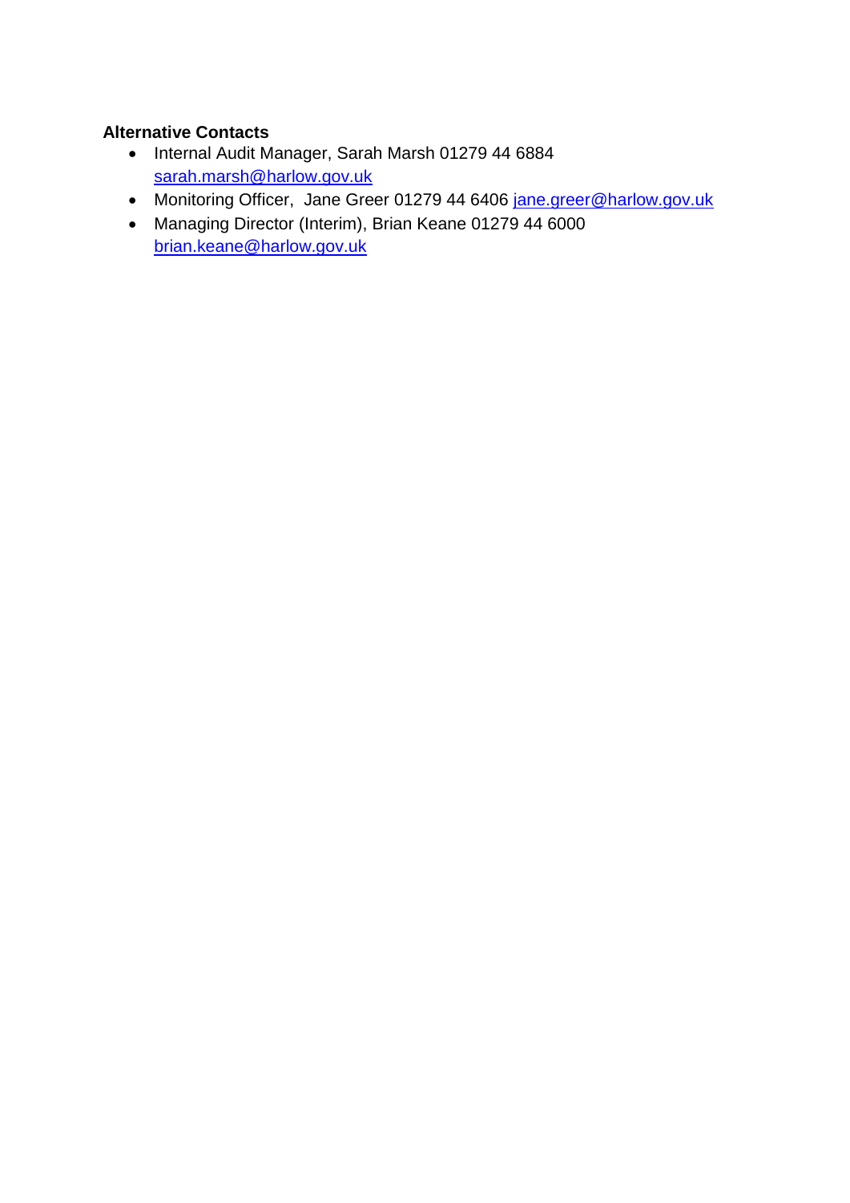**Alternative Contacts**

- Internal Audit Manager, Sarah Marsh 01279 44 6884 sarah.marsh@harlow.gov.uk
- Monitoring Officer, Jane Greer 01279 44 6406 jane.greer@harlow.gov.uk
- Managing Director (Interim), Brian Keane 01279 44 6000 brian.keane@harlow.gov.uk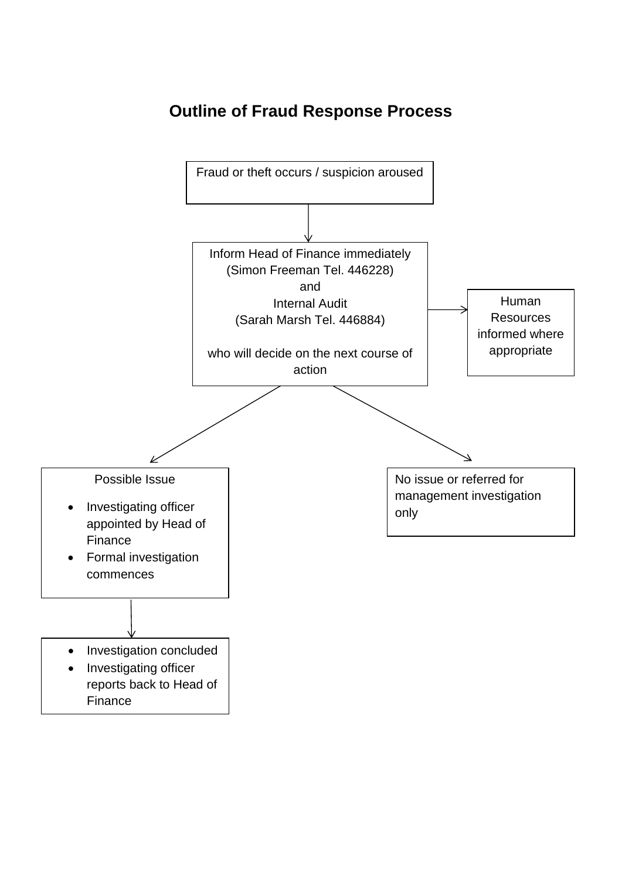# Outline of Fraud Response Process

Fraud or theft occurs / suspicion aroused

Inform Head of Finance immediately
(Simon Freeman Tel. 446228)
and
Internal Audit
(Sarah Marsh Tel. 446884)

who will decide on the next course of action

Human Resources informed where appropriate

Possible Issue

- Investigating officer appointed by Head of Finance
- Formal investigation commences

No issue or referred for management investigation only

- Investigation concluded
- Investigating officer reports back to Head of Finance